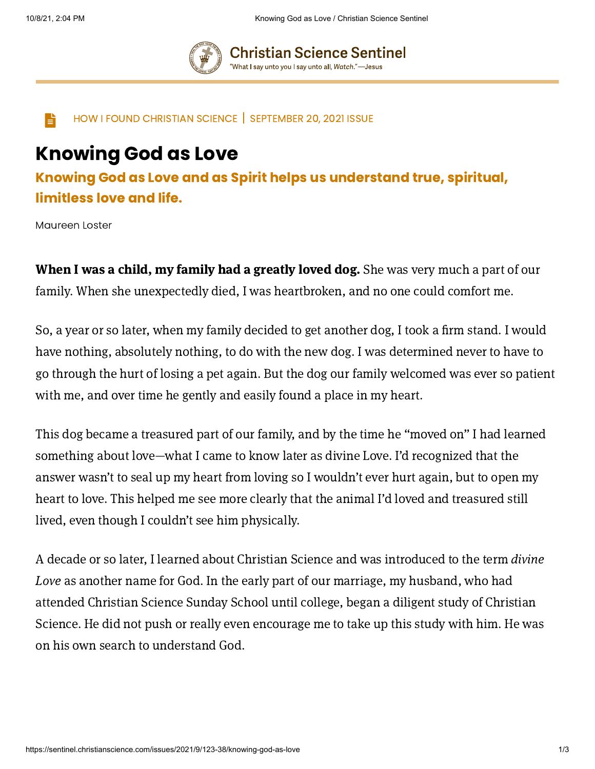HOW I FOUND CHRISTIAN SCIENCE | SEPTEMBER 20, 2021 ISSUE

# Knowing God as Love

## Knowing God as Love and as Spirit helps us understand true, spiritual, limitless love and life.

Maureen Loster

**When I was a child, my family had a greatly loved dog.** She was very much a part of our family. When she unexpectedly died, I was heartbroken, and no one could comfort me.

So, a year or so later, when my family decided to get another dog, I took a firm stand. I would have nothing, absolutely nothing, to do with the new dog. I was determined never to have to go through the hurt of losing a pet again. But the dog our family welcomed was ever so patient with me, and over time he gently and easily found a place in my heart.

This dog became a treasured part of our family, and by the time he "moved on" I had learned something about love—what I came to know later as divine Love. I'd recognized that the answer wasn't to seal up my heart from loving so I wouldn't ever hurt again, but to open my heart to love. This helped me see more clearly that the animal I'd loved and treasured still lived, even though I couldn't see him physically.

A decade or so later, I learned about Christian Science and was introduced to the term *divine Love* as another name for God. In the early part of our marriage, my husband, who had attended Christian Science Sunday School until college, began a diligent study of Christian Science. He did not push or really even encourage me to take up this study with him. He was on his own search to understand God.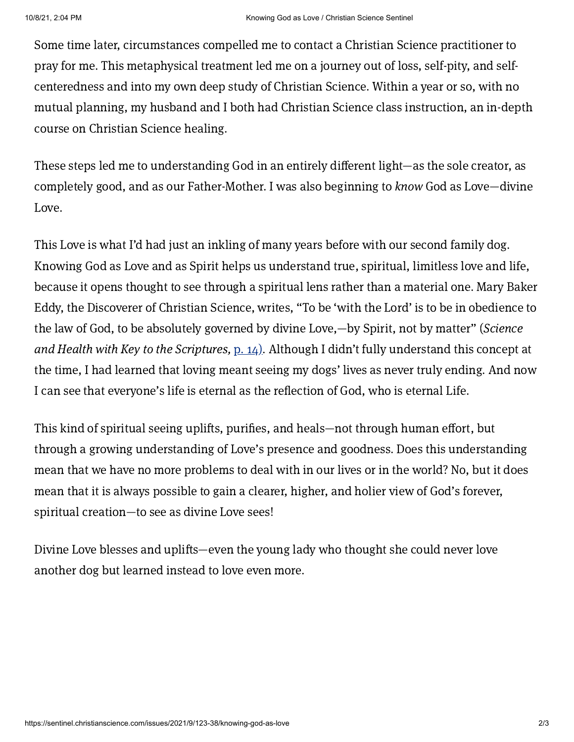Some time later, circumstances compelled me to contact a Christian Science practitioner to pray for me. This metaphysical treatment led me on a journey out of loss, self-pity, and self-centeredness and into my own deep study of Christian Science. Within a year or so, with no mutual planning, my husband and I both had Christian Science class instruction, an in-depth course on Christian Science healing.

These steps led me to understanding God in an entirely different light—as the sole creator, as completely good, and as our Father-Mother. I was also beginning to *know* God as Love—divine Love.

This Love is what I'd had just an inkling of many years before with our second family dog. Knowing God as Love and as Spirit helps us understand true, spiritual, limitless love and life, because it opens thought to see through a spiritual lens rather than a material one. Mary Baker Eddy, the Discoverer of Christian Science, writes, "To be 'with the Lord' is to be in obedience to the law of God, to be absolutely governed by divine Love,—by Spirit, not by matter" (*Science and Health with Key to the Scriptures,* p. 14). Although I didn't fully understand this concept at the time, I had learned that loving meant seeing my dogs' lives as never truly ending. And now I can see that everyone's life is eternal as the reflection of God, who is eternal Life.

This kind of spiritual seeing uplifts, purifies, and heals—not through human effort, but through a growing understanding of Love's presence and goodness. Does this understanding mean that we have no more problems to deal with in our lives or in the world? No, but it does mean that it is always possible to gain a clearer, higher, and holier view of God's forever, spiritual creation—to see as divine Love sees!

Divine Love blesses and uplifts—even the young lady who thought she could never love another dog but learned instead to love even more.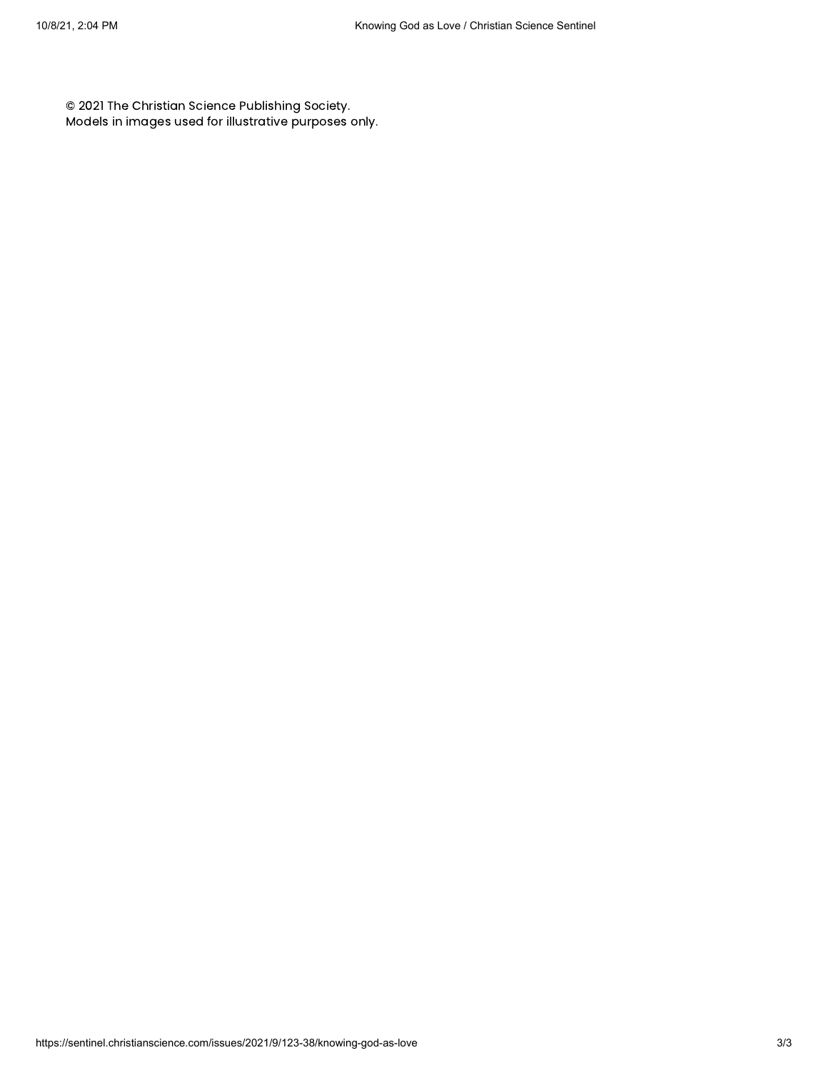© 2021 The Christian Science Publishing Society.
Models in images used for illustrative purposes only.